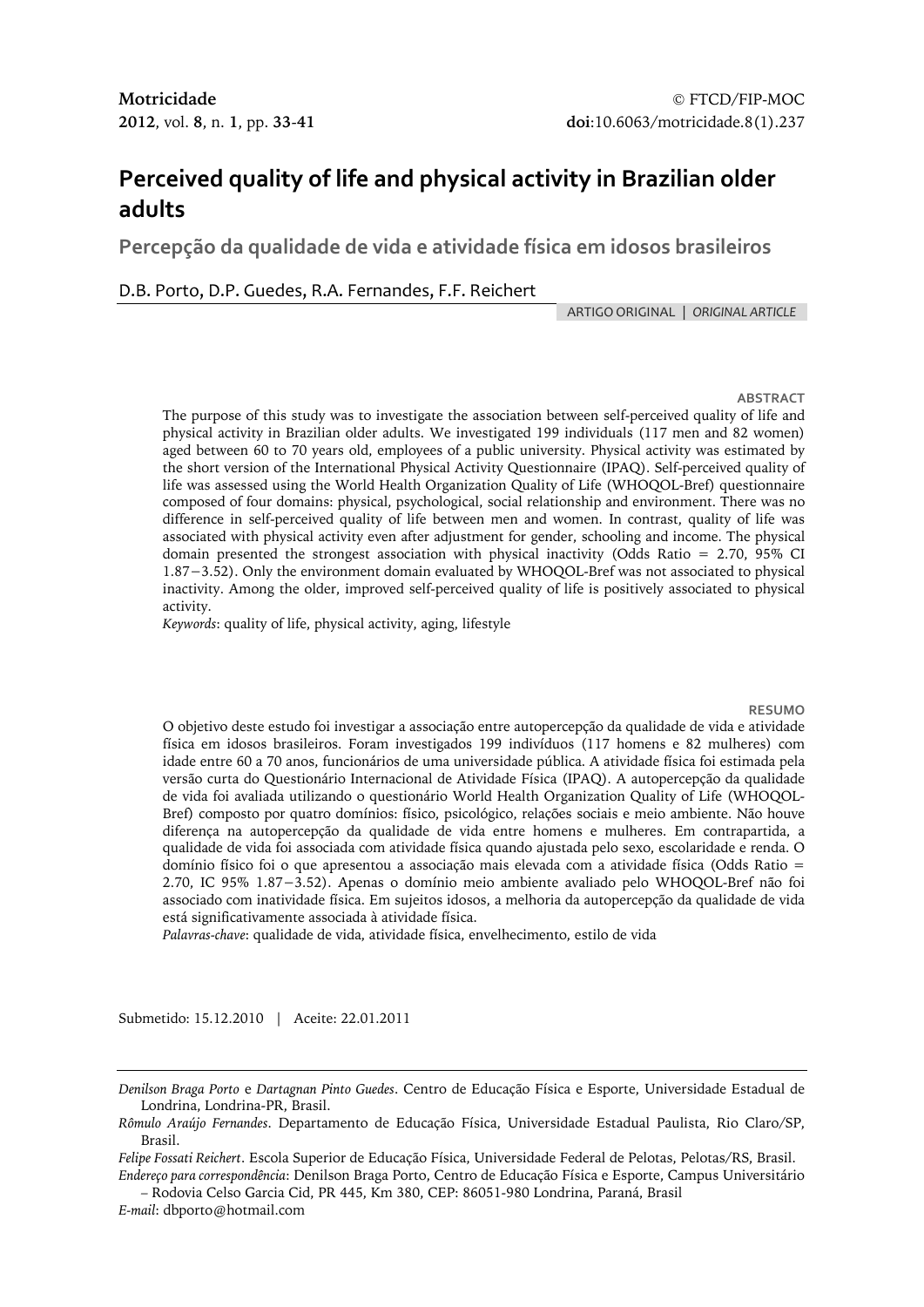Motricidade
2012, vol. 8, n. 1, pp. 33-41

© FTCD/FIP-MOC
doi:10.6063/motricidade.8(1).237

# Perceived quality of life and physical activity in Brazilian older adults

## Percepção da qualidade de vida e atividade física em idosos brasileiros

D.B. Porto, D.P. Guedes, R.A. Fernandes, F.F. Reichert

ARTIGO ORIGINAL | *ORIGINAL ARTICLE*

### ABSTRACT

The purpose of this study was to investigate the association between self-perceived quality of life and physical activity in Brazilian older adults. We investigated 199 individuals (117 men and 82 women) aged between 60 to 70 years old, employees of a public university. Physical activity was estimated by the short version of the International Physical Activity Questionnaire (IPAQ). Self-perceived quality of life was assessed using the World Health Organization Quality of Life (WHOQOL-Bref) questionnaire composed of four domains: physical, psychological, social relationship and environment. There was no difference in self-perceived quality of life between men and women. In contrast, quality of life was associated with physical activity even after adjustment for gender, schooling and income. The physical domain presented the strongest association with physical inactivity (Odds Ratio = 2.70, 95% CI 1.87−3.52). Only the environment domain evaluated by WHOQOL-Bref was not associated to physical inactivity. Among the older, improved self-perceived quality of life is positively associated to physical activity.

*Keywords*: quality of life, physical activity, aging, lifestyle

### RESUMO

O objetivo deste estudo foi investigar a associação entre autopercepção da qualidade de vida e atividade física em idosos brasileiros. Foram investigados 199 indivíduos (117 homens e 82 mulheres) com idade entre 60 a 70 anos, funcionários de uma universidade pública. A atividade física foi estimada pela versão curta do Questionário Internacional de Atividade Física (IPAQ). A autopercepção da qualidade de vida foi avaliada utilizando o questionário World Health Organization Quality of Life (WHOQOL-Bref) composto por quatro domínios: físico, psicológico, relações sociais e meio ambiente. Não houve diferença na autopercepção da qualidade de vida entre homens e mulheres. Em contrapartida, a qualidade de vida foi associada com atividade física quando ajustada pelo sexo, escolaridade e renda. O domínio físico foi o que apresentou a associação mais elevada com a atividade física (Odds Ratio = 2.70, IC 95% 1.87−3.52). Apenas o domínio meio ambiente avaliado pelo WHOQOL-Bref não foi associado com inatividade física. Em sujeitos idosos, a melhoria da autopercepção da qualidade de vida está significativamente associada à atividade física.

*Palavras-chave*: qualidade de vida, atividade física, envelhecimento, estilo de vida

Submetido: 15.12.2010 | Aceite: 22.01.2011

---

*Denilson Braga Porto* e *Dartagnan Pinto Guedes*. Centro de Educação Física e Esporte, Universidade Estadual de Londrina, Londrina-PR, Brasil.

*Rômulo Araújo Fernandes*. Departamento de Educação Física, Universidade Estadual Paulista, Rio Claro/SP, Brasil.

*Felipe Fossati Reichert*. Escola Superior de Educação Física, Universidade Federal de Pelotas, Pelotas/RS, Brasil.

*Endereço para correspondência*: Denilson Braga Porto, Centro de Educação Física e Esporte, Campus Universitário – Rodovia Celso Garcia Cid, PR 445, Km 380, CEP: 86051-980 Londrina, Paraná, Brasil

*E-mail*: dbporto@hotmail.com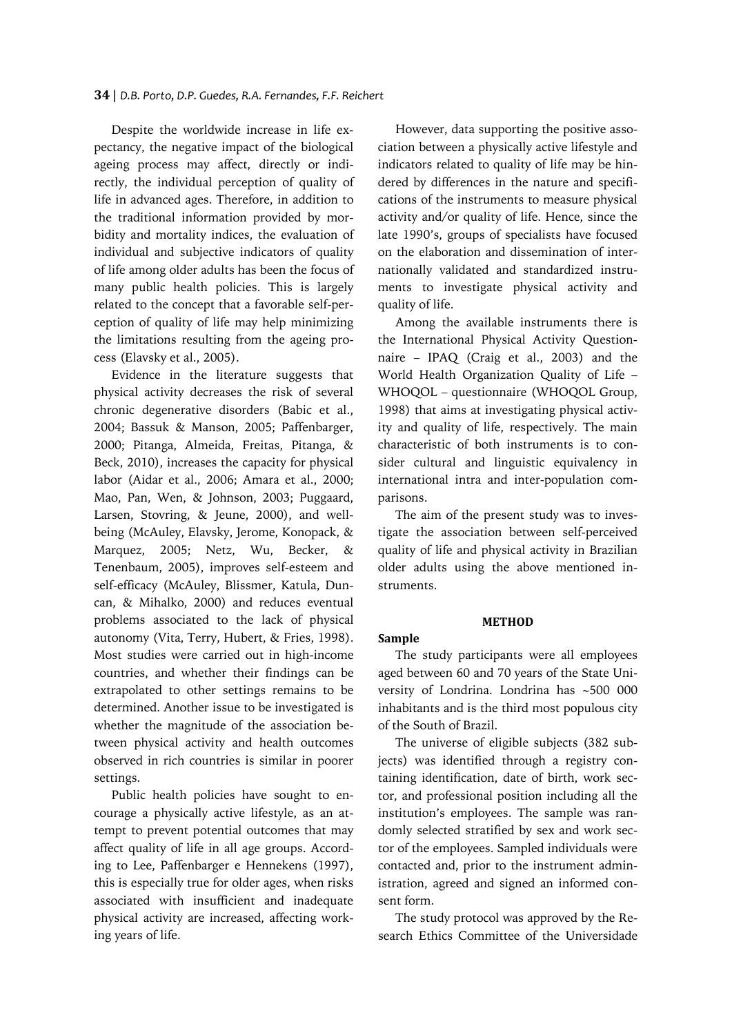Despite the worldwide increase in life expectancy, the negative impact of the biological ageing process may affect, directly or indirectly, the individual perception of quality of life in advanced ages. Therefore, in addition to the traditional information provided by morbidity and mortality indices, the evaluation of individual and subjective indicators of quality of life among older adults has been the focus of many public health policies. This is largely related to the concept that a favorable self-perception of quality of life may help minimizing the limitations resulting from the ageing process (Elavsky et al., 2005).

Evidence in the literature suggests that physical activity decreases the risk of several chronic degenerative disorders (Babic et al., 2004; Bassuk & Manson, 2005; Paffenbarger, 2000; Pitanga, Almeida, Freitas, Pitanga, & Beck, 2010), increases the capacity for physical labor (Aidar et al., 2006; Amara et al., 2000; Mao, Pan, Wen, & Johnson, 2003; Puggaard, Larsen, Stovring, & Jeune, 2000), and well-being (McAuley, Elavsky, Jerome, Konopack, & Marquez, 2005; Netz, Wu, Becker, & Tenenbaum, 2005), improves self-esteem and self-efficacy (McAuley, Blissmer, Katula, Duncan, & Mihalko, 2000) and reduces eventual problems associated to the lack of physical autonomy (Vita, Terry, Hubert, & Fries, 1998). Most studies were carried out in high-income countries, and whether their findings can be extrapolated to other settings remains to be determined. Another issue to be investigated is whether the magnitude of the association between physical activity and health outcomes observed in rich countries is similar in poorer settings.

Public health policies have sought to encourage a physically active lifestyle, as an attempt to prevent potential outcomes that may affect quality of life in all age groups. According to Lee, Paffenbarger e Hennekens (1997), this is especially true for older ages, when risks associated with insufficient and inadequate physical activity are increased, affecting working years of life.

However, data supporting the positive association between a physically active lifestyle and indicators related to quality of life may be hindered by differences in the nature and specifications of the instruments to measure physical activity and/or quality of life. Hence, since the late 1990's, groups of specialists have focused on the elaboration and dissemination of internationally validated and standardized instruments to investigate physical activity and quality of life.

Among the available instruments there is the International Physical Activity Questionnaire – IPAQ (Craig et al., 2003) and the World Health Organization Quality of Life – WHOQOL – questionnaire (WHOQOL Group, 1998) that aims at investigating physical activity and quality of life, respectively. The main characteristic of both instruments is to consider cultural and linguistic equivalency in international intra and inter-population comparisons.

The aim of the present study was to investigate the association between self-perceived quality of life and physical activity in Brazilian older adults using the above mentioned instruments.

## METHOD

### Sample

The study participants were all employees aged between 60 and 70 years of the State University of Londrina. Londrina has ~500 000 inhabitants and is the third most populous city of the South of Brazil.

The universe of eligible subjects (382 subjects) was identified through a registry containing identification, date of birth, work sector, and professional position including all the institution's employees. The sample was randomly selected stratified by sex and work sector of the employees. Sampled individuals were contacted and, prior to the instrument administration, agreed and signed an informed consent form.

The study protocol was approved by the Research Ethics Committee of the Universidade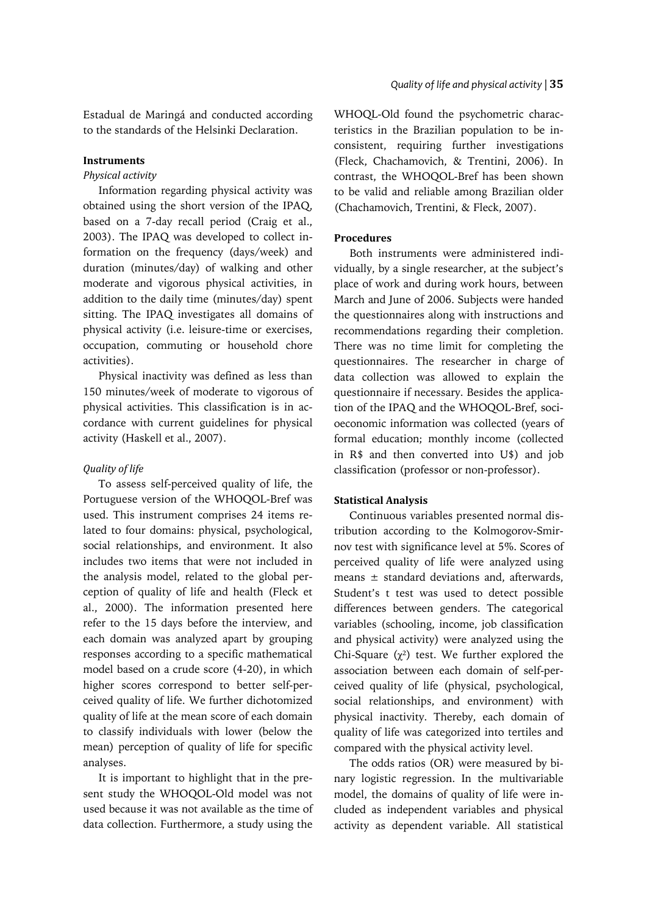Estadual de Maringá and conducted according to the standards of the Helsinki Declaration.

**Instruments**

*Physical activity*

Information regarding physical activity was obtained using the short version of the IPAQ, based on a 7-day recall period (Craig et al., 2003). The IPAQ was developed to collect information on the frequency (days/week) and duration (minutes/day) of walking and other moderate and vigorous physical activities, in addition to the daily time (minutes/day) spent sitting. The IPAQ investigates all domains of physical activity (i.e. leisure-time or exercises, occupation, commuting or household chore activities).

Physical inactivity was defined as less than 150 minutes/week of moderate to vigorous of physical activities. This classification is in accordance with current guidelines for physical activity (Haskell et al., 2007).

*Quality of life*

To assess self-perceived quality of life, the Portuguese version of the WHOQOL-Bref was used. This instrument comprises 24 items related to four domains: physical, psychological, social relationships, and environment. It also includes two items that were not included in the analysis model, related to the global perception of quality of life and health (Fleck et al., 2000). The information presented here refer to the 15 days before the interview, and each domain was analyzed apart by grouping responses according to a specific mathematical model based on a crude score (4-20), in which higher scores correspond to better self-perceived quality of life. We further dichotomized quality of life at the mean score of each domain to classify individuals with lower (below the mean) perception of quality of life for specific analyses.

It is important to highlight that in the present study the WHOQOL-Old model was not used because it was not available as the time of data collection. Furthermore, a study using the WHOQL-Old found the psychometric characteristics in the Brazilian population to be inconsistent, requiring further investigations (Fleck, Chachamovich, & Trentini, 2006). In contrast, the WHOQOL-Bref has been shown to be valid and reliable among Brazilian older (Chachamovich, Trentini, & Fleck, 2007).

**Procedures**

Both instruments were administered individually, by a single researcher, at the subject's place of work and during work hours, between March and June of 2006. Subjects were handed the questionnaires along with instructions and recommendations regarding their completion. There was no time limit for completing the questionnaires. The researcher in charge of data collection was allowed to explain the questionnaire if necessary. Besides the application of the IPAQ and the WHOQOL-Bref, socioeconomic information was collected (years of formal education; monthly income (collected in R$ and then converted into U$) and job classification (professor or non-professor).

**Statistical Analysis**

Continuous variables presented normal distribution according to the Kolmogorov-Smirnov test with significance level at 5%. Scores of perceived quality of life were analyzed using means ± standard deviations and, afterwards, Student's t test was used to detect possible differences between genders. The categorical variables (schooling, income, job classification and physical activity) were analyzed using the Chi-Square ($\chi^2$) test. We further explored the association between each domain of self-perceived quality of life (physical, psychological, social relationships, and environment) with physical inactivity. Thereby, each domain of quality of life was categorized into tertiles and compared with the physical activity level.

The odds ratios (OR) were measured by binary logistic regression. In the multivariable model, the domains of quality of life were included as independent variables and physical activity as dependent variable. All statistical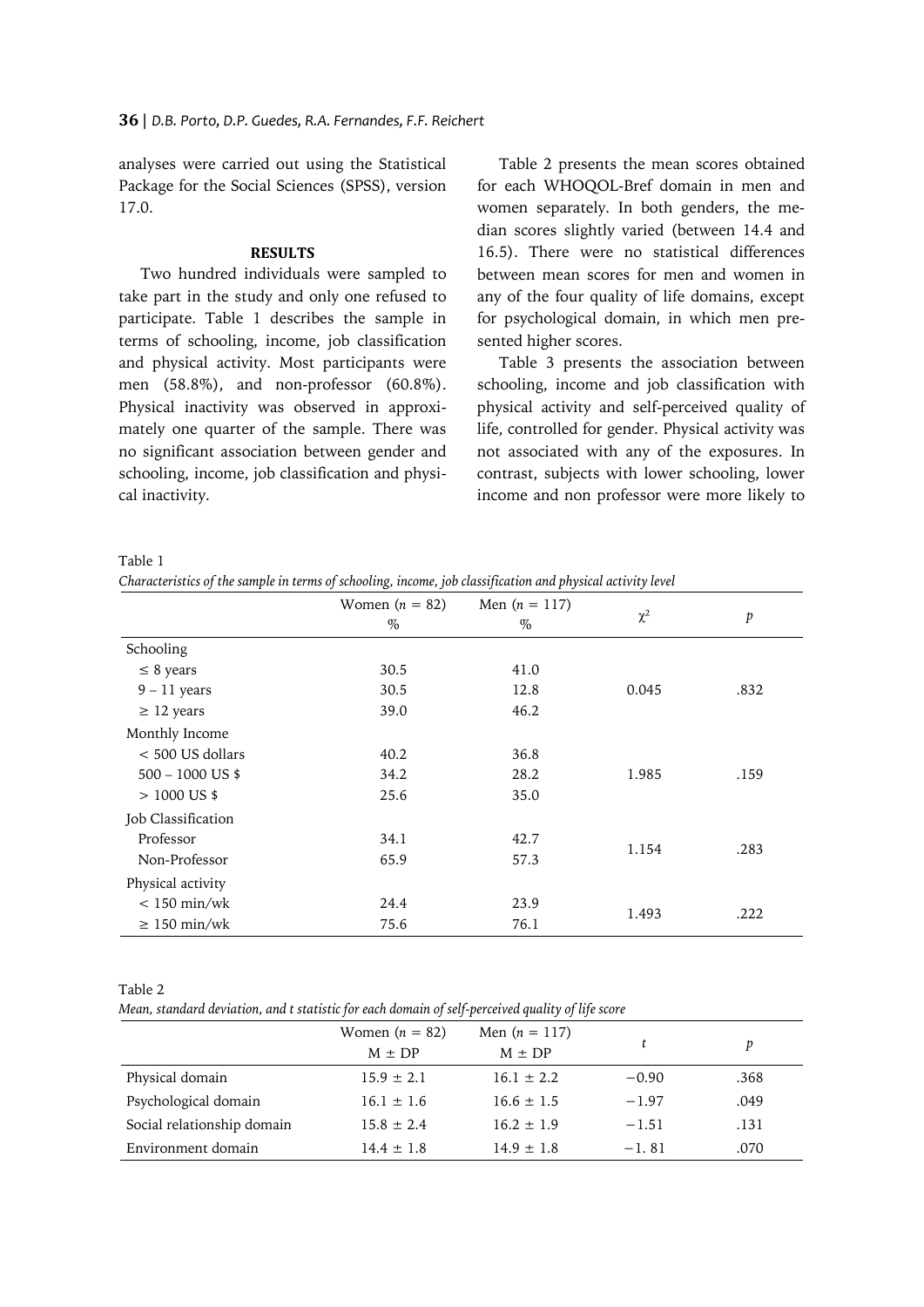analyses were carried out using the Statistical Package for the Social Sciences (SPSS), version 17.0.

#### RESULTS

Two hundred individuals were sampled to take part in the study and only one refused to participate. Table 1 describes the sample in terms of schooling, income, job classification and physical activity. Most participants were men (58.8%), and non-professor (60.8%). Physical inactivity was observed in approximately one quarter of the sample. There was no significant association between gender and schooling, income, job classification and physical inactivity.

Table 2 presents the mean scores obtained for each WHOQOL-Bref domain in men and women separately. In both genders, the median scores slightly varied (between 14.4 and 16.5). There were no statistical differences between mean scores for men and women in any of the four quality of life domains, except for psychological domain, in which men presented higher scores.

Table 3 presents the association between schooling, income and job classification with physical activity and self-perceived quality of life, controlled for gender. Physical activity was not associated with any of the exposures. In contrast, subjects with lower schooling, lower income and non professor were more likely to

Table 1
*Characteristics of the sample in terms of schooling, income, job classification and physical activity level*

| | Women ($n$ = 82) % | Men ($n$ = 117) % | $\chi^2$ | $p$ |
|---|---|---|---|---|
| Schooling | | | | |
| ≤ 8 years | 30.5 | 41.0 | | |
| 9 – 11 years | 30.5 | 12.8 | 0.045 | .832 |
| ≥ 12 years | 39.0 | 46.2 | | |
| Monthly Income | | | | |
| < 500 US dollars | 40.2 | 36.8 | | |
| 500 – 1000 US $ | 34.2 | 28.2 | 1.985 | .159 |
| > 1000 US $ | 25.6 | 35.0 | | |
| Job Classification | | | | |
| Professor | 34.1 | 42.7 | 1.154 | .283 |
| Non-Professor | 65.9 | 57.3 | | |
| Physical activity | | | | |
| < 150 min/wk | 24.4 | 23.9 | 1.493 | .222 |
| ≥ 150 min/wk | 75.6 | 76.1 | | |

Table 2
*Mean, standard deviation, and t statistic for each domain of self-perceived quality of life score*

| | Women ($n$ = 82) M ± DP | Men ($n$ = 117) M ± DP | $t$ | $p$ |
|---|---|---|---|---|
| Physical domain | 15.9 ± 2.1 | 16.1 ± 2.2 | −0.90 | .368 |
| Psychological domain | 16.1 ± 1.6 | 16.6 ± 1.5 | −1.97 | .049 |
| Social relationship domain | 15.8 ± 2.4 | 16.2 ± 1.9 | −1.51 | .131 |
| Environment domain | 14.4 ± 1.8 | 14.9 ± 1.8 | −1. 81 | .070 |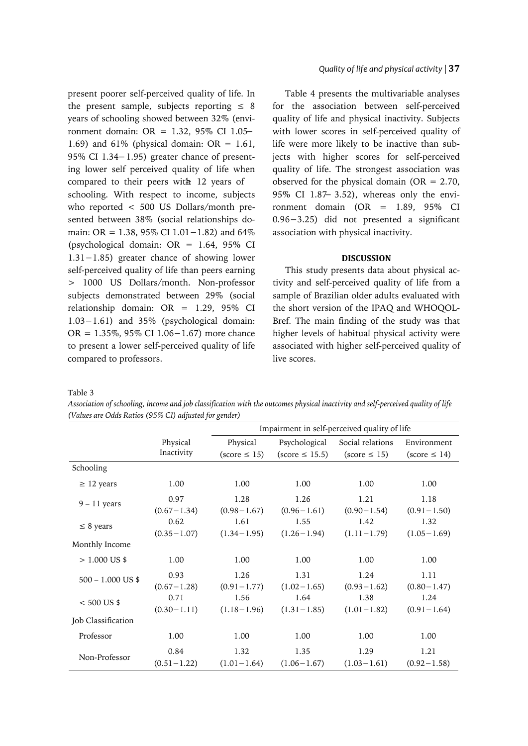present poorer self-perceived quality of life. In the present sample, subjects reporting ≤ 8 years of schooling showed between 32% (environment domain: OR = 1.32, 95% CI 1.05–1.69) and 61% (physical domain: OR = 1.61, 95% CI 1.34−1.95) greater chance of presenting lower self perceived quality of life when compared to their peers with ≥ 12 years of schooling. With respect to income, subjects who reported < 500 US Dollars/month presented between 38% (social relationships domain: OR = 1.38, 95% CI 1.01−1.82) and 64% (psychological domain: OR = 1.64, 95% CI 1.31−1.85) greater chance of showing lower self-perceived quality of life than peers earning > 1000 US Dollars/month. Non-professor subjects demonstrated between 29% (social relationship domain: OR = 1.29, 95% CI 1.03−1.61) and 35% (psychological domain: OR = 1.35%, 95% CI 1.06−1.67) more chance to present a lower self-perceived quality of life compared to professors.

Table 4 presents the multivariable analyses for the association between self-perceived quality of life and physical inactivity. Subjects with lower scores in self-perceived quality of life were more likely to be inactive than subjects with higher scores for self-perceived quality of life. The strongest association was observed for the physical domain (OR = 2.70, 95% CI 1.87–3.52), whereas only the environment domain (OR = 1.89, 95% CI 0.96−3.25) did not presented a significant association with physical inactivity.

## DISCUSSION

This study presents data about physical activity and self-perceived quality of life from a sample of Brazilian older adults evaluated with the short version of the IPAQ and WHOQOL-Bref. The main finding of the study was that higher levels of habitual physical activity were associated with higher self-perceived quality of live scores.

Table 3

*Association of schooling, income and job classification with the outcomes physical inactivity and self-perceived quality of life (Values are Odds Ratios (95% CI) adjusted for gender)*

| | | Impairment in self-perceived quality of life | | | |
|---|---|---|---|---|---|
| | Physical Inactivity | Physical (score ≤ 15) | Psychological (score ≤ 15.5) | Social relations (score ≤ 15) | Environment (score ≤ 14) |
| Schooling | | | | | |
| ≥ 12 years | 1.00 | 1.00 | 1.00 | 1.00 | 1.00 |
| 9 – 11 years | 0.97 (0.67−1.34) | 1.28 (0.98−1.67) | 1.26 (0.96−1.61) | 1.21 (0.90−1.54) | 1.18 (0.91−1.50) |
| ≤ 8 years | 0.62 (0.35−1.07) | 1.61 (1.34−1.95) | 1.55 (1.26−1.94) | 1.42 (1.11−1.79) | 1.32 (1.05−1.69) |
| Monthly Income | | | | | |
| > 1.000 US $ | 1.00 | 1.00 | 1.00 | 1.00 | 1.00 |
| 500 – 1.000 US $ | 0.93 (0.67−1.28) | 1.26 (0.91−1.77) | 1.31 (1.02−1.65) | 1.24 (0.93−1.62) | 1.11 (0.80−1.47) |
| < 500 US $ | 0.71 (0.30−1.11) | 1.56 (1.18−1.96) | 1.64 (1.31−1.85) | 1.38 (1.01−1.82) | 1.24 (0.91−1.64) |
| Job Classification | | | | | |
| Professor | 1.00 | 1.00 | 1.00 | 1.00 | 1.00 |
| Non-Professor | 0.84 (0.51−1.22) | 1.32 (1.01−1.64) | 1.35 (1.06−1.67) | 1.29 (1.03−1.61) | 1.21 (0.92−1.58) |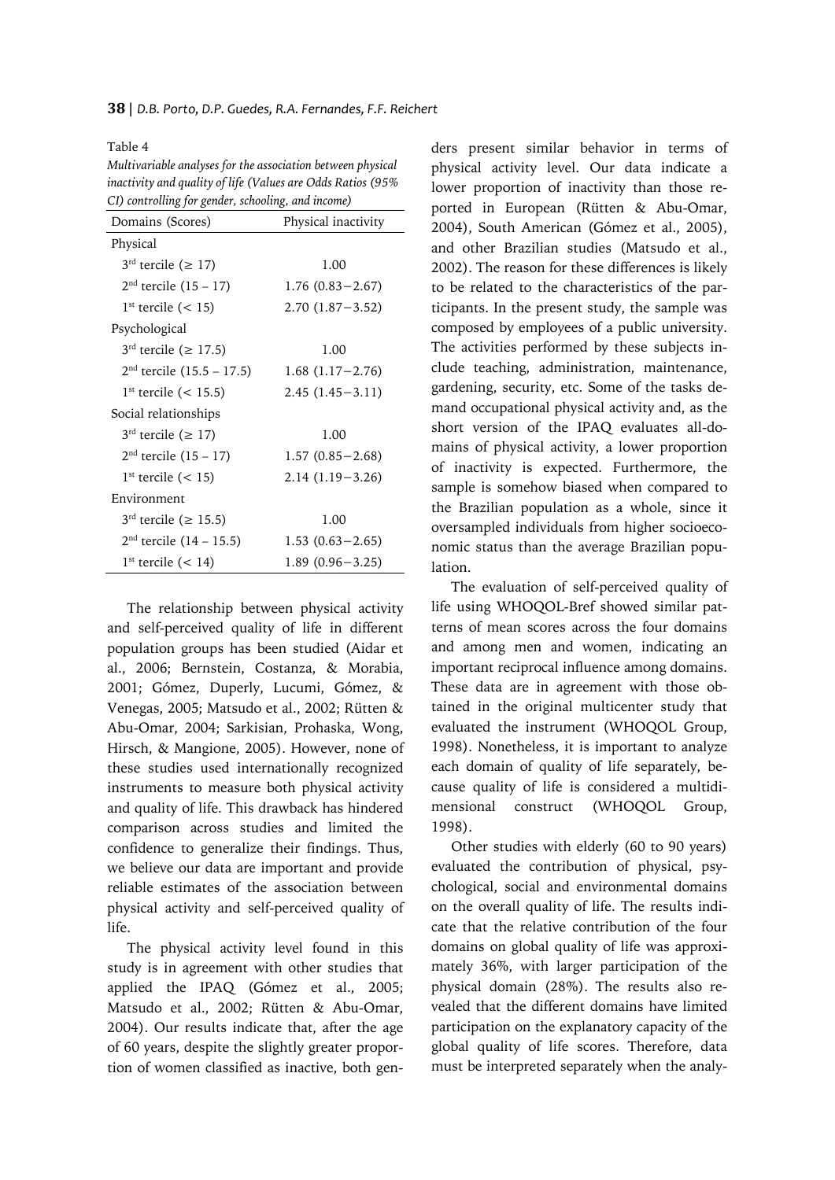Table 4

*Multivariable analyses for the association between physical inactivity and quality of life (Values are Odds Ratios (95% CI) controlling for gender, schooling, and income)*

| Domains (Scores) | Physical inactivity |
|---|---|
| Physical | |
| 3rd tercile (≥ 17) | 1.00 |
| 2nd tercile (15 – 17) | 1.76 (0.83−2.67) |
| 1st tercile (< 15) | 2.70 (1.87−3.52) |
| Psychological | |
| 3rd tercile (≥ 17.5) | 1.00 |
| 2nd tercile (15.5 – 17.5) | 1.68 (1.17−2.76) |
| 1st tercile (< 15.5) | 2.45 (1.45−3.11) |
| Social relationships | |
| 3rd tercile (≥ 17) | 1.00 |
| 2nd tercile (15 – 17) | 1.57 (0.85−2.68) |
| 1st tercile (< 15) | 2.14 (1.19−3.26) |
| Environment | |
| 3rd tercile (≥ 15.5) | 1.00 |
| 2nd tercile (14 – 15.5) | 1.53 (0.63−2.65) |
| 1st tercile (< 14) | 1.89 (0.96−3.25) |

The relationship between physical activity and self-perceived quality of life in different population groups has been studied (Aidar et al., 2006; Bernstein, Costanza, & Morabia, 2001; Gómez, Duperly, Lucumi, Gómez, & Venegas, 2005; Matsudo et al., 2002; Rütten & Abu-Omar, 2004; Sarkisian, Prohaska, Wong, Hirsch, & Mangione, 2005). However, none of these studies used internationally recognized instruments to measure both physical activity and quality of life. This drawback has hindered comparison across studies and limited the confidence to generalize their findings. Thus, we believe our data are important and provide reliable estimates of the association between physical activity and self-perceived quality of life.

The physical activity level found in this study is in agreement with other studies that applied the IPAQ (Gómez et al., 2005; Matsudo et al., 2002; Rütten & Abu-Omar, 2004). Our results indicate that, after the age of 60 years, despite the slightly greater proportion of women classified as inactive, both genders present similar behavior in terms of physical activity level. Our data indicate a lower proportion of inactivity than those reported in European (Rütten & Abu-Omar, 2004), South American (Gómez et al., 2005), and other Brazilian studies (Matsudo et al., 2002). The reason for these differences is likely to be related to the characteristics of the participants. In the present study, the sample was composed by employees of a public university. The activities performed by these subjects include teaching, administration, maintenance, gardening, security, etc. Some of the tasks demand occupational physical activity and, as the short version of the IPAQ evaluates all-domains of physical activity, a lower proportion of inactivity is expected. Furthermore, the sample is somehow biased when compared to the Brazilian population as a whole, since it oversampled individuals from higher socioeconomic status than the average Brazilian population.

The evaluation of self-perceived quality of life using WHOQOL-Bref showed similar patterns of mean scores across the four domains and among men and women, indicating an important reciprocal influence among domains. These data are in agreement with those obtained in the original multicenter study that evaluated the instrument (WHOQOL Group, 1998). Nonetheless, it is important to analyze each domain of quality of life separately, because quality of life is considered a multidimensional construct (WHOQOL Group, 1998).

Other studies with elderly (60 to 90 years) evaluated the contribution of physical, psychological, social and environmental domains on the overall quality of life. The results indicate that the relative contribution of the four domains on global quality of life was approximately 36%, with larger participation of the physical domain (28%). The results also revealed that the different domains have limited participation on the explanatory capacity of the global quality of life scores. Therefore, data must be interpreted separately when the analy-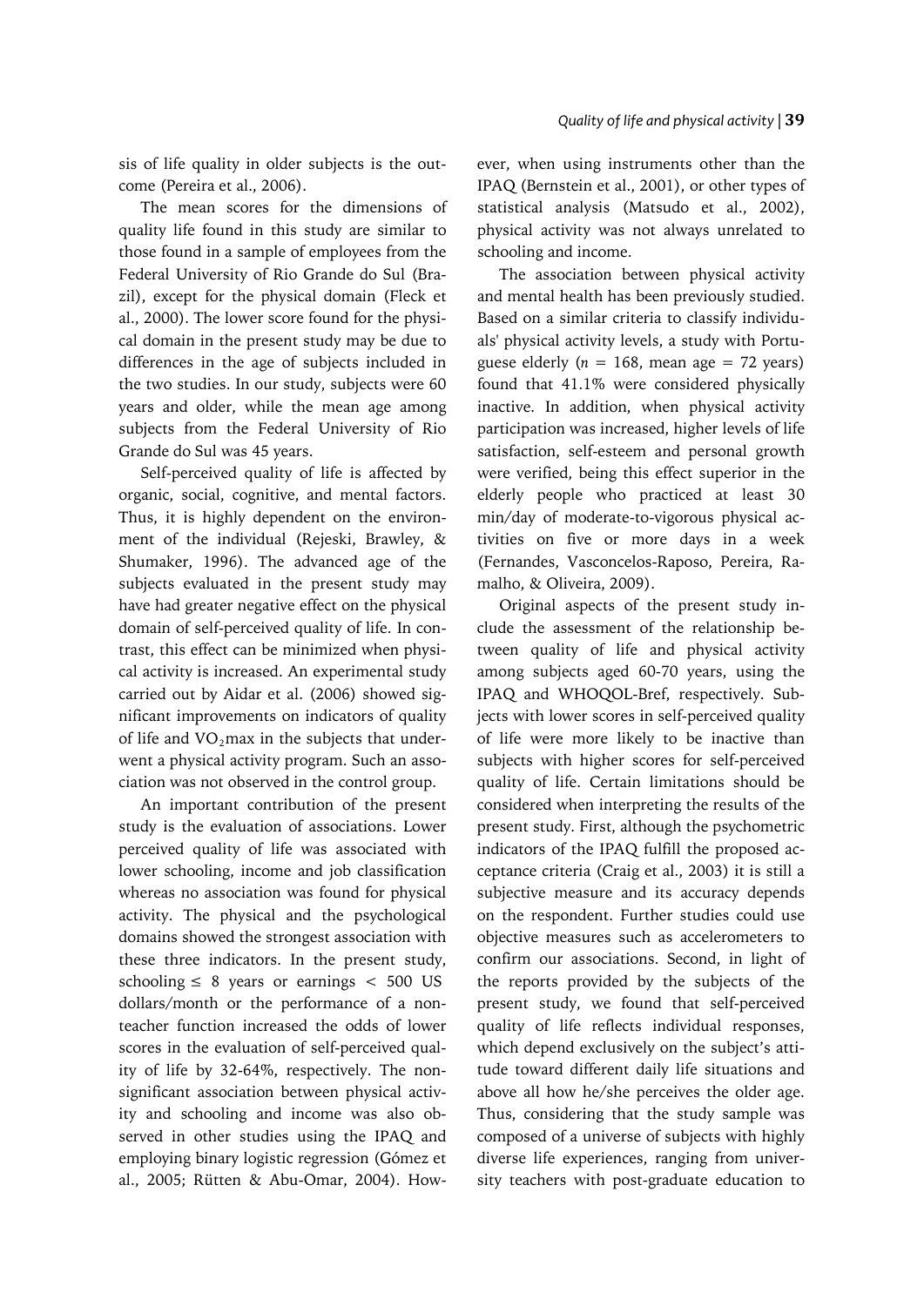sis of life quality in older subjects is the outcome (Pereira et al., 2006).

The mean scores for the dimensions of quality life found in this study are similar to those found in a sample of employees from the Federal University of Rio Grande do Sul (Brazil), except for the physical domain (Fleck et al., 2000). The lower score found for the physical domain in the present study may be due to differences in the age of subjects included in the two studies. In our study, subjects were 60 years and older, while the mean age among subjects from the Federal University of Rio Grande do Sul was 45 years.

Self-perceived quality of life is affected by organic, social, cognitive, and mental factors. Thus, it is highly dependent on the environment of the individual (Rejeski, Brawley, & Shumaker, 1996). The advanced age of the subjects evaluated in the present study may have had greater negative effect on the physical domain of self-perceived quality of life. In contrast, this effect can be minimized when physical activity is increased. An experimental study carried out by Aidar et al. (2006) showed significant improvements on indicators of quality of life and $VO_2$max in the subjects that underwent a physical activity program. Such an association was not observed in the control group.

An important contribution of the present study is the evaluation of associations. Lower perceived quality of life was associated with lower schooling, income and job classification whereas no association was found for physical activity. The physical and the psychological domains showed the strongest association with these three indicators. In the present study, schooling ≤ 8 years or earnings < 500 US dollars/month or the performance of a non-teacher function increased the odds of lower scores in the evaluation of self-perceived quality of life by 32-64%, respectively. The non-significant association between physical activity and schooling and income was also observed in other studies using the IPAQ and employing binary logistic regression (Gómez et al., 2005; Rütten & Abu-Omar, 2004). However, when using instruments other than the IPAQ (Bernstein et al., 2001), or other types of statistical analysis (Matsudo et al., 2002), physical activity was not always unrelated to schooling and income.

The association between physical activity and mental health has been previously studied. Based on a similar criteria to classify individuals' physical activity levels, a study with Portuguese elderly ($n$ = 168, mean age = 72 years) found that 41.1% were considered physically inactive. In addition, when physical activity participation was increased, higher levels of life satisfaction, self-esteem and personal growth were verified, being this effect superior in the elderly people who practiced at least 30 min/day of moderate-to-vigorous physical activities on five or more days in a week (Fernandes, Vasconcelos-Raposo, Pereira, Ramalho, & Oliveira, 2009).

Original aspects of the present study include the assessment of the relationship between quality of life and physical activity among subjects aged 60-70 years, using the IPAQ and WHOQOL-Bref, respectively. Subjects with lower scores in self-perceived quality of life were more likely to be inactive than subjects with higher scores for self-perceived quality of life. Certain limitations should be considered when interpreting the results of the present study. First, although the psychometric indicators of the IPAQ fulfill the proposed acceptance criteria (Craig et al., 2003) it is still a subjective measure and its accuracy depends on the respondent. Further studies could use objective measures such as accelerometers to confirm our associations. Second, in light of the reports provided by the subjects of the present study, we found that self-perceived quality of life reflects individual responses, which depend exclusively on the subject's attitude toward different daily life situations and above all how he/she perceives the older age. Thus, considering that the study sample was composed of a universe of subjects with highly diverse life experiences, ranging from university teachers with post-graduate education to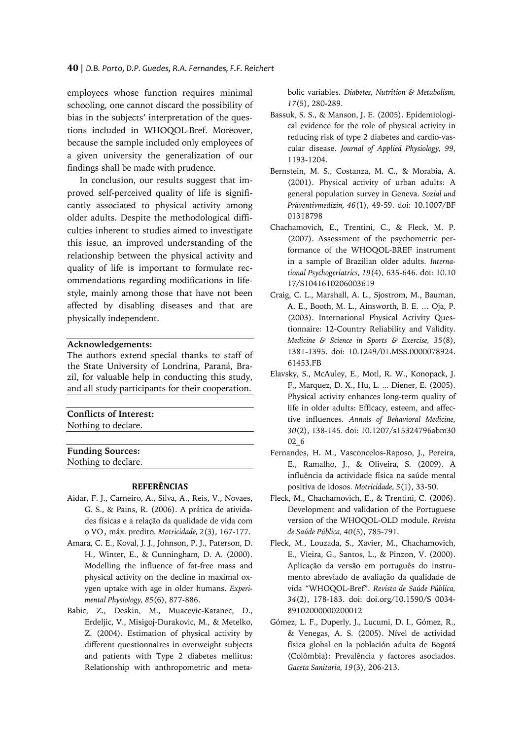employees whose function requires minimal schooling, one cannot discard the possibility of bias in the subjects' interpretation of the questions included in WHOQOL-Bref. Moreover, because the sample included only employees of a given university the generalization of our findings shall be made with prudence.

In conclusion, our results suggest that improved self-perceived quality of life is significantly associated to physical activity among older adults. Despite the methodological difficulties inherent to studies aimed to investigate this issue, an improved understanding of the relationship between the physical activity and quality of life is important to formulate recommendations regarding modifications in lifestyle, mainly among those that have not been affected by disabling diseases and that are physically independent.

**Acknowledgements:**
The authors extend special thanks to staff of the State University of Londrina, Paraná, Brazil, for valuable help in conducting this study, and all study participants for their cooperation.

**Conflicts of Interest:**
Nothing to declare.

**Funding Sources:**
Nothing to declare.

## REFERÊNCIAS

Aidar, F. J., Carneiro, A., Silva, A., Reis, V., Novaes, G. S., & Pains, R. (2006). A prática de atividades físicas e a relação da qualidade de vida com o $VO_2$ máx. predito. *Motricidade, 2*(3), 167-177.

Amara, C. E., Koval, J. J., Johnson, P. J., Paterson, D. H., Winter, E., & Cunningham, D. A. (2000). Modelling the influence of fat-free mass and physical activity on the decline in maximal oxygen uptake with age in older humans. *Experimental Physiology, 85*(6), 877-886.

Babic, Z., Deskin, M., Muacevic-Katanec, D., Erdeljic, V., Misigoj-Durakovic, M., & Metelko, Z. (2004). Estimation of physical activity by different questionnaires in overweight subjects and patients with Type 2 diabetes mellitus: Relationship with anthropometric and metabolic variables. *Diabetes, Nutrition & Metabolism, 17*(5), 280-289.

Bassuk, S. S., & Manson, J. E. (2005). Epidemiological evidence for the role of physical activity in reducing risk of type 2 diabetes and cardio-vascular disease. *Journal of Applied Physiology, 99*, 1193-1204.

Bernstein, M. S., Costanza, M. C., & Morabia, A. (2001). Physical activity of urban adults: A general population survey in Geneva. *Sozial und Präventivmedizin, 46*(1), 49-59. doi: 10.1007/BF01318798

Chachamovich, E., Trentini, C., & Fleck, M. P. (2007). Assessment of the psychometric performance of the WHOQOL-BREF instrument in a sample of Brazilian older adults. *International Psychogeriatrics, 19*(4), 635-646. doi: 10.1017/S1041610206003619

Craig, C. L., Marshall, A. L., Sjostrom, M., Bauman, A. E., Booth, M. L., Ainsworth, B. E. … Oja, P. (2003). International Physical Activity Questionnaire: 12-Country Reliability and Validity. *Medicine & Science in Sports & Exercise, 35*(8), 1381-1395. doi: 10.1249/01.MSS.0000078924.61453.FB

Elavsky, S., McAuley, E., Motl, R. W., Konopack, J. F., Marquez, D. X., Hu, L. ... Diener, E. (2005). Physical activity enhances long-term quality of life in older adults: Efficacy, esteem, and affective influences. *Annals of Behavioral Medicine, 30*(2), 138-145. doi: 10.1207/s15324796abm3002_6

Fernandes, H. M., Vasconcelos-Raposo, J., Pereira, E., Ramalho, J., & Oliveira, S. (2009). A influência da actividade física na saúde mental positiva de idosos. *Motricidade, 5*(1), 33-50.

Fleck, M., Chachamovich, E., & Trentini, C. (2006). Development and validation of the Portuguese version of the WHOQOL-OLD module. *Revista de Saúde Pública, 40*(5), 785-791.

Fleck, M., Louzada, S., Xavier, M., Chachamovich, E., Vieira, G., Santos, L., & Pinzon, V. (2000). Aplicação da versão em português do instrumento abreviado de avaliação da qualidade de vida "WHOQOL-Bref". *Revista de Saúde Pública, 34*(2), 178-183. doi: doi.org/10.1590/S 0034-89102000000200012

Gómez, L. F., Duperly, J., Lucumi, D. I., Gómez, R., & Venegas, A. S. (2005). Nível de actividad física global en la población adulta de Bogotá (Colômbia): Prevalência y factores asociados. *Gaceta Sanitaria, 19*(3), 206-213.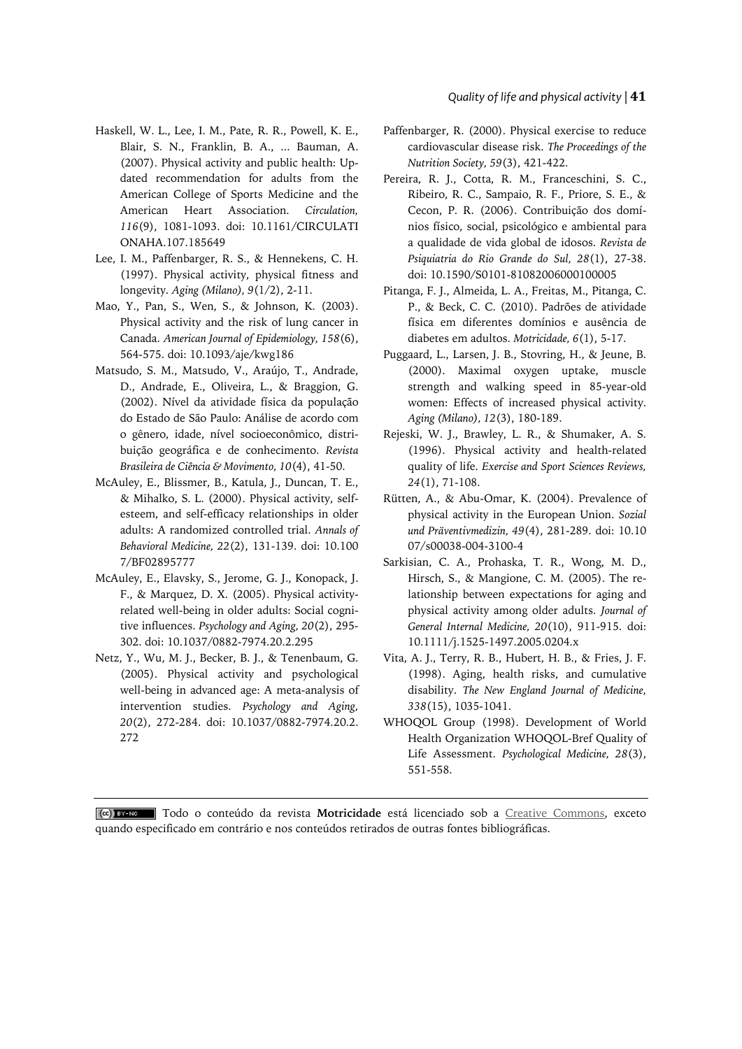Haskell, W. L., Lee, I. M., Pate, R. R., Powell, K. E., Blair, S. N., Franklin, B. A., ... Bauman, A. (2007). Physical activity and public health: Updated recommendation for adults from the American College of Sports Medicine and the American Heart Association. *Circulation, 116*(9), 1081-1093. doi: 10.1161/CIRCULATIONAHA.107.185649

Lee, I. M., Paffenbarger, R. S., & Hennekens, C. H. (1997). Physical activity, physical fitness and longevity. *Aging (Milano), 9*(1/2), 2-11.

Mao, Y., Pan, S., Wen, S., & Johnson, K. (2003). Physical activity and the risk of lung cancer in Canada. *American Journal of Epidemiology, 158*(6), 564-575. doi: 10.1093/aje/kwg186

Matsudo, S. M., Matsudo, V., Araújo, T., Andrade, D., Andrade, E., Oliveira, L., & Braggion, G. (2002). Nível da atividade física da população do Estado de São Paulo: Análise de acordo com o gênero, idade, nível socioeconômico, distribuição geográfica e de conhecimento. *Revista Brasileira de Ciência & Movimento, 10*(4), 41-50.

McAuley, E., Blissmer, B., Katula, J., Duncan, T. E., & Mihalko, S. L. (2000). Physical activity, self-esteem, and self-efficacy relationships in older adults: A randomized controlled trial. *Annals of Behavioral Medicine, 22*(2), 131-139. doi: 10.1007/BF02895777

McAuley, E., Elavsky, S., Jerome, G. J., Konopack, J. F., & Marquez, D. X. (2005). Physical activity-related well-being in older adults: Social cognitive influences. *Psychology and Aging, 20*(2), 295-302. doi: 10.1037/0882-7974.20.2.295

Netz, Y., Wu, M. J., Becker, B. J., & Tenenbaum, G. (2005). Physical activity and psychological well-being in advanced age: A meta-analysis of intervention studies. *Psychology and Aging, 20*(2), 272-284. doi: 10.1037/0882-7974.20.2.272

Paffenbarger, R. (2000). Physical exercise to reduce cardiovascular disease risk. *The Proceedings of the Nutrition Society, 59*(3), 421-422.

Pereira, R. J., Cotta, R. M., Franceschini, S. C., Ribeiro, R. C., Sampaio, R. F., Priore, S. E., & Cecon, P. R. (2006). Contribuição dos domínios físico, social, psicológico e ambiental para a qualidade de vida global de idosos. *Revista de Psiquiatria do Rio Grande do Sul, 28*(1), 27-38. doi: 10.1590/S0101-81082006000100005

Pitanga, F. J., Almeida, L. A., Freitas, M., Pitanga, C. P., & Beck, C. C. (2010). Padrões de atividade física em diferentes domínios e ausência de diabetes em adultos. *Motricidade, 6*(1), 5-17.

Puggaard, L., Larsen, J. B., Stovring, H., & Jeune, B. (2000). Maximal oxygen uptake, muscle strength and walking speed in 85-year-old women: Effects of increased physical activity. *Aging (Milano), 12*(3), 180-189.

Rejeski, W. J., Brawley, L. R., & Shumaker, A. S. (1996). Physical activity and health-related quality of life. *Exercise and Sport Sciences Reviews, 24*(1), 71-108.

Rütten, A., & Abu-Omar, K. (2004). Prevalence of physical activity in the European Union. *Sozial und Präventivmedizin, 49*(4), 281-289. doi: 10.1007/s00038-004-3100-4

Sarkisian, C. A., Prohaska, T. R., Wong, M. D., Hirsch, S., & Mangione, C. M. (2005). The relationship between expectations for aging and physical activity among older adults. *Journal of General Internal Medicine, 20*(10), 911-915. doi: 10.1111/j.1525-1497.2005.0204.x

Vita, A. J., Terry, R. B., Hubert, H. B., & Fries, J. F. (1998). Aging, health risks, and cumulative disability. *The New England Journal of Medicine, 338*(15), 1035-1041.

WHOQOL Group (1998). Development of World Health Organization WHOQOL-Bref Quality of Life Assessment. *Psychological Medicine, 28*(3), 551-558.

Todo o conteúdo da revista **Motricidade** está licenciado sob a Creative Commons, exceto quando especificado em contrário e nos conteúdos retirados de outras fontes bibliográficas.